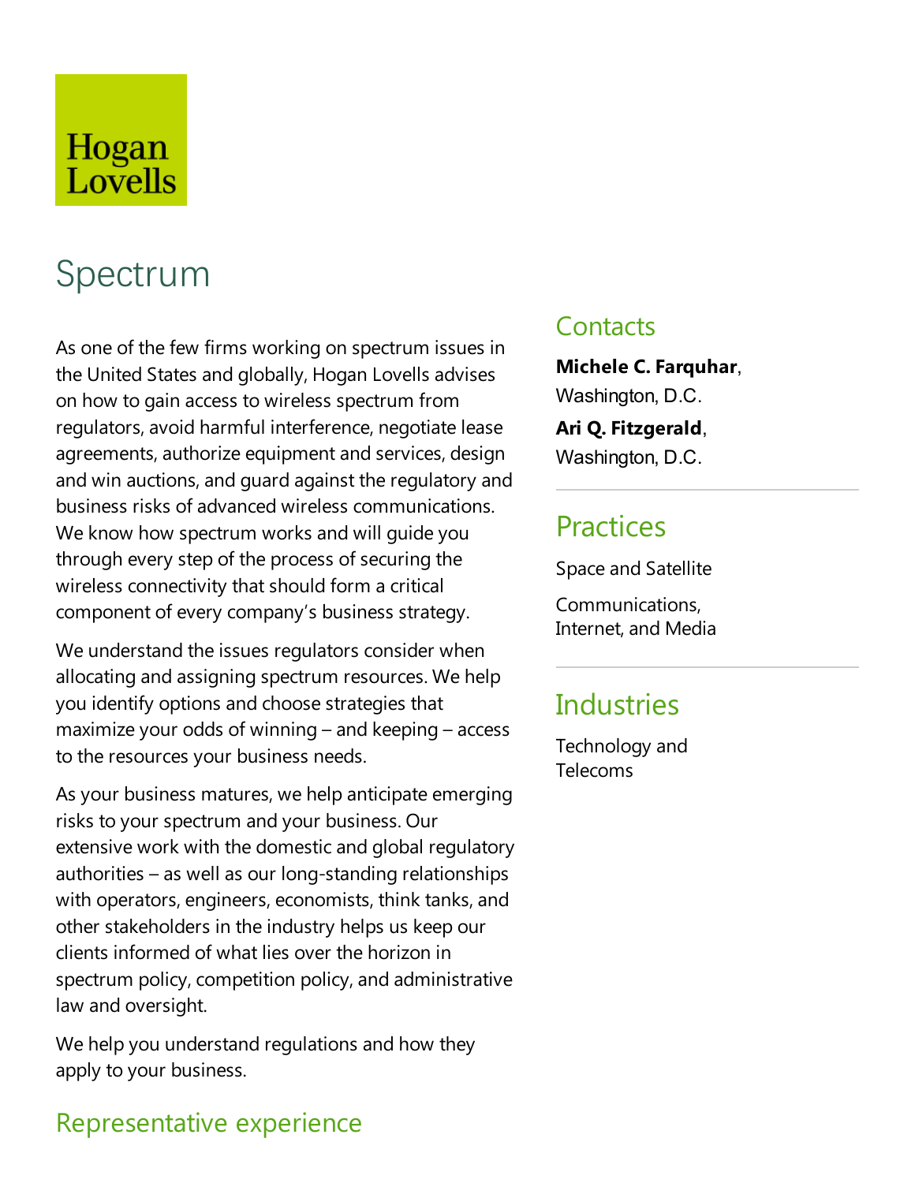Hogan Lovells

# Spectrum

As one of the few firms working on spectrum issues in the United States and globally, Hogan Lovells advises on how to gain access to wireless spectrum from regulators, avoid harmful interference, negotiate lease agreements, authorize equipment and services, design and win auctions, and guard against the regulatory and business risks of advanced wireless communications. We know how spectrum works and will guide you through every step of the process of securing the wireless connectivity that should form a critical component of every company's business strategy.

We understand the issues regulators consider when allocating and assigning spectrum resources. We help you identify options and choose strategies that maximize your odds of winning – and keeping – access to the resources your business needs.

As your business matures, we help anticipate emerging risks to your spectrum and your business. Our extensive work with the domestic and global regulatory authorities – as well as our long-standing relationships with operators, engineers, economists, think tanks, and other stakeholders in the industry helps us keep our clients informed of what lies over the horizon in spectrum policy, competition policy, and administrative law and oversight.

We help you understand regulations and how they apply to your business.

## Contacts

**Michele C. Farquhar**, Washington, D.C.

**Ari Q. Fitzgerald**, Washington, D.C.

## Practices

Space and Satellite

Communications, Internet, and Media

## Industries

Technology and Telecoms

## Representative experience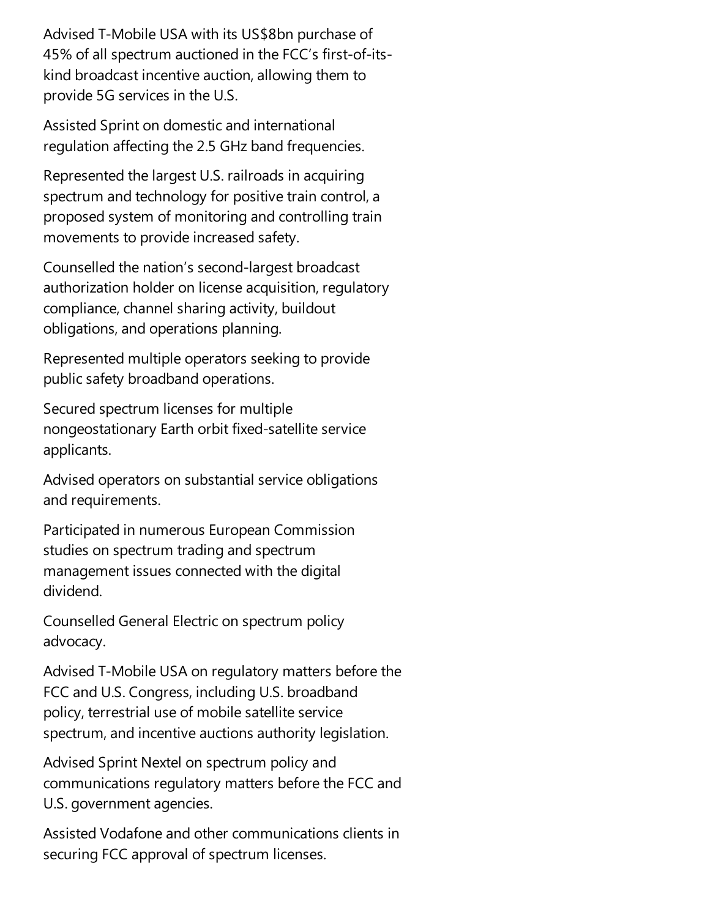Advised T-Mobile USA with its US$8bn purchase of 45% of all spectrum auctioned in the FCC's first-of-its-kind broadcast incentive auction, allowing them to provide 5G services in the U.S.

Assisted Sprint on domestic and international regulation affecting the 2.5 GHz band frequencies.

Represented the largest U.S. railroads in acquiring spectrum and technology for positive train control, a proposed system of monitoring and controlling train movements to provide increased safety.

Counselled the nation's second-largest broadcast authorization holder on license acquisition, regulatory compliance, channel sharing activity, buildout obligations, and operations planning.

Represented multiple operators seeking to provide public safety broadband operations.

Secured spectrum licenses for multiple nongeostationary Earth orbit fixed-satellite service applicants.

Advised operators on substantial service obligations and requirements.

Participated in numerous European Commission studies on spectrum trading and spectrum management issues connected with the digital dividend.

Counselled General Electric on spectrum policy advocacy.

Advised T-Mobile USA on regulatory matters before the FCC and U.S. Congress, including U.S. broadband policy, terrestrial use of mobile satellite service spectrum, and incentive auctions authority legislation.

Advised Sprint Nextel on spectrum policy and communications regulatory matters before the FCC and U.S. government agencies.

Assisted Vodafone and other communications clients in securing FCC approval of spectrum licenses.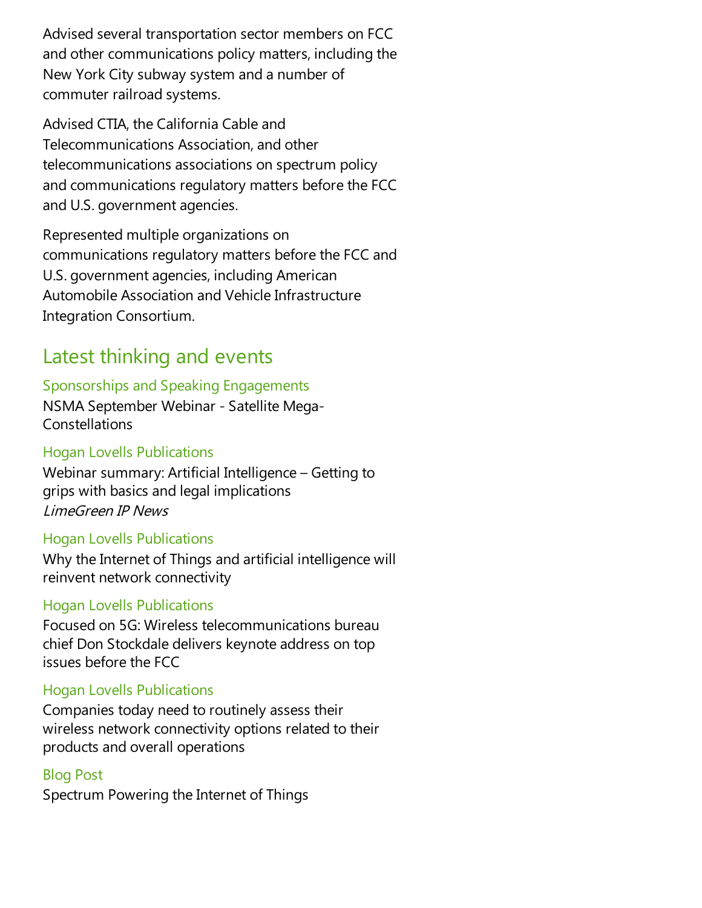Advised several transportation sector members on FCC and other communications policy matters, including the New York City subway system and a number of commuter railroad systems.

Advised CTIA, the California Cable and Telecommunications Association, and other telecommunications associations on spectrum policy and communications regulatory matters before the FCC and U.S. government agencies.

Represented multiple organizations on communications regulatory matters before the FCC and U.S. government agencies, including American Automobile Association and Vehicle Infrastructure Integration Consortium.

## Latest thinking and events

Sponsorships and Speaking Engagements
NSMA September Webinar - Satellite Mega-Constellations

Hogan Lovells Publications
Webinar summary: Artificial Intelligence – Getting to grips with basics and legal implications
*LimeGreen IP News*

Hogan Lovells Publications
Why the Internet of Things and artificial intelligence will reinvent network connectivity

Hogan Lovells Publications
Focused on 5G: Wireless telecommunications bureau chief Don Stockdale delivers keynote address on top issues before the FCC

Hogan Lovells Publications
Companies today need to routinely assess their wireless network connectivity options related to their products and overall operations

Blog Post
Spectrum Powering the Internet of Things